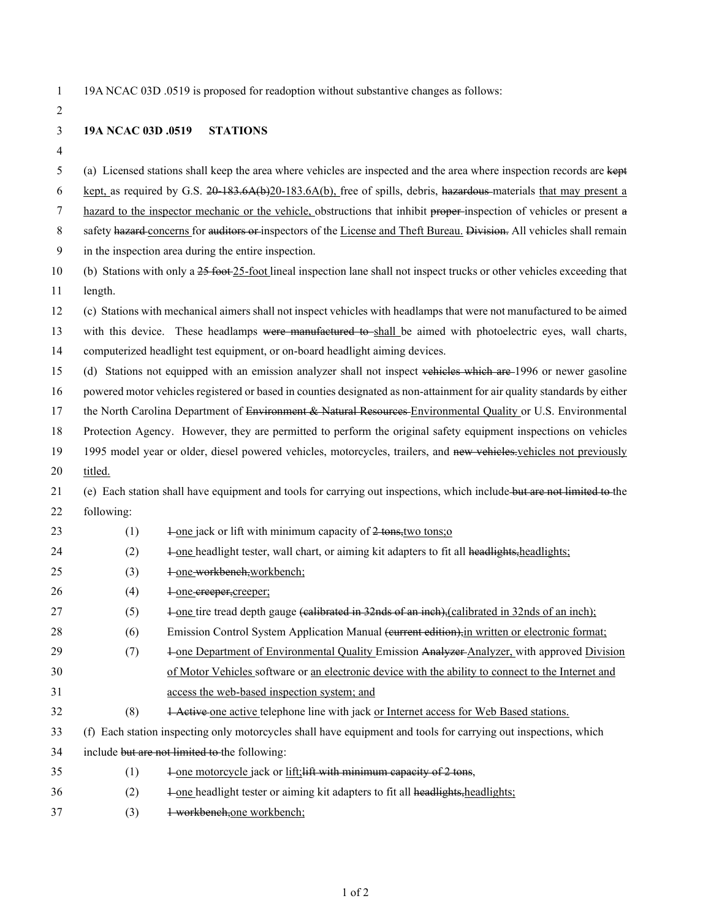19A NCAC 03D .0519 is proposed for readoption without substantive changes as follows:

**19A NCAC 03D .0519 STATIONS**

(a) Licensed stations shall keep the area where vehicles are inspected and the area where inspection records are ~~kept~~ kept, as required by G.S. ~~20-183.6A(b)~~20-183.6A(b), free of spills, debris, ~~hazardous~~ materials that may present a hazard to the inspector mechanic or the vehicle, obstructions that inhibit ~~proper~~ inspection of vehicles or present ~~a~~ safety ~~hazard~~ concerns for ~~auditors or~~ inspectors of the License and Theft Bureau. ~~Division.~~ All vehicles shall remain in the inspection area during the entire inspection.

(b) Stations with only a ~~25 foot~~ 25-foot lineal inspection lane shall not inspect trucks or other vehicles exceeding that length.

(c) Stations with mechanical aimers shall not inspect vehicles with headlamps that were not manufactured to be aimed with this device. These headlamps ~~were manufactured to~~ shall be aimed with photoelectric eyes, wall charts, computerized headlight test equipment, or on-board headlight aiming devices.

(d) Stations not equipped with an emission analyzer shall not inspect ~~vehicles which are~~ 1996 or newer gasoline powered motor vehicles registered or based in counties designated as non-attainment for air quality standards by either the North Carolina Department of ~~Environment & Natural Resources~~ Environmental Quality or U.S. Environmental Protection Agency. However, they are permitted to perform the original safety equipment inspections on vehicles 1995 model year or older, diesel powered vehicles, motorcycles, trailers, and ~~new vehicles.~~vehicles not previously titled.

(e) Each station shall have equipment and tools for carrying out inspections, which include ~~but are not limited to~~ the following:

(1) ~~1~~ one jack or lift with minimum capacity of ~~2 tons,~~two tons;o

(2) ~~1~~ one headlight tester, wall chart, or aiming kit adapters to fit all ~~headlights,~~headlights;

(3) ~~1~~ one ~~workbench,~~workbench;

(4) ~~1~~ one ~~creeper,~~creeper;

(5) ~~1~~ one tire tread depth gauge ~~(calibrated in 32nds of an inch),~~(calibrated in 32nds of an inch);

(6) Emission Control System Application Manual ~~(current edition),~~in written or electronic format;

(7) ~~1~~ one Department of Environmental Quality Emission ~~Analyzer~~ Analyzer, with approved Division of Motor Vehicles software or an electronic device with the ability to connect to the Internet and access the web-based inspection system; and

(8) ~~1 Active~~ one active telephone line with jack or Internet access for Web Based stations.

(f) Each station inspecting only motorcycles shall have equipment and tools for carrying out inspections, which include ~~but are not limited to~~ the following:

(1) ~~1~~ one motorcycle jack or lift;~~lift with minimum capacity of 2 tons,~~

(2) ~~1~~ one headlight tester or aiming kit adapters to fit all ~~headlights,~~headlights;

(3) ~~1 workbench,~~one workbench;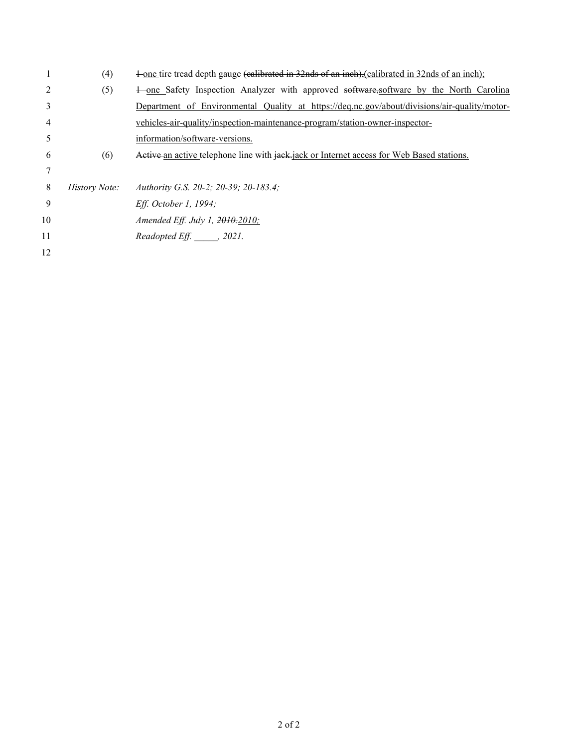(4) ~~1~~ one tire tread depth gauge ~~(calibrated in 32nds of an inch),~~(calibrated in 32nds of an inch);

(5) ~~1~~ one Safety Inspection Analyzer with approved ~~software,~~software by the North Carolina Department of Environmental Quality at https://deq.nc.gov/about/divisions/air-quality/motor-vehicles-air-quality/inspection-maintenance-program/station-owner-inspector-information/software-versions.

(6) ~~Active~~ an active telephone line with ~~jack.~~jack or Internet access for Web Based stations.

*History Note:* *Authority G.S. 20-2; 20-39; 20-183.4;*
*Eff. October 1, 1994;*
*Amended Eff. July 1, ~~2010.~~2010;*
*Readopted Eff. _____, 2021.*